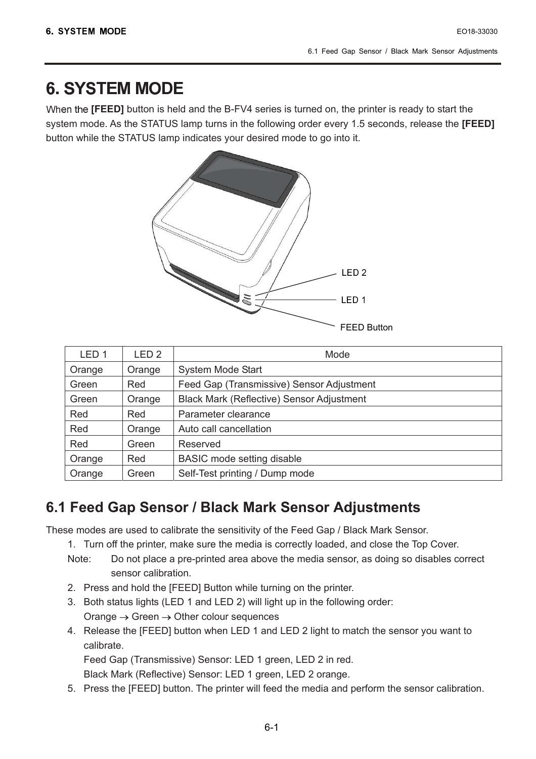# 6. SYSTEM MODE

When the **[FEED]** button is held and the B-FV4 series is turned on, the printer is ready to start the system mode. As the STATUS lamp turns in the following order every 1.5 seconds, release the **[FEED]** button while the STATUS lamp indicates your desired mode to go into it.

LED 2

LED 1

FEED Button

| LED 1 | LED 2 | Mode |
|---|---|---|
| Orange | Orange | System Mode Start |
| Green | Red | Feed Gap (Transmissive) Sensor Adjustment |
| Green | Orange | Black Mark (Reflective) Sensor Adjustment |
| Red | Red | Parameter clearance |
| Red | Orange | Auto call cancellation |
| Red | Green | Reserved |
| Orange | Red | BASIC mode setting disable |
| Orange | Green | Self-Test printing / Dump mode |

## 6.1 Feed Gap Sensor / Black Mark Sensor Adjustments

These modes are used to calibrate the sensitivity of the Feed Gap / Black Mark Sensor.

1. Turn off the printer, make sure the media is correctly loaded, and close the Top Cover.

Note: Do not place a pre-printed area above the media sensor, as doing so disables correct sensor calibration.

2. Press and hold the [FEED] Button while turning on the printer.
3. Both status lights (LED 1 and LED 2) will light up in the following order:
   Orange → Green → Other colour sequences
4. Release the [FEED] button when LED 1 and LED 2 light to match the sensor you want to calibrate.
   Feed Gap (Transmissive) Sensor: LED 1 green, LED 2 in red.
   Black Mark (Reflective) Sensor: LED 1 green, LED 2 orange.
5. Press the [FEED] button. The printer will feed the media and perform the sensor calibration.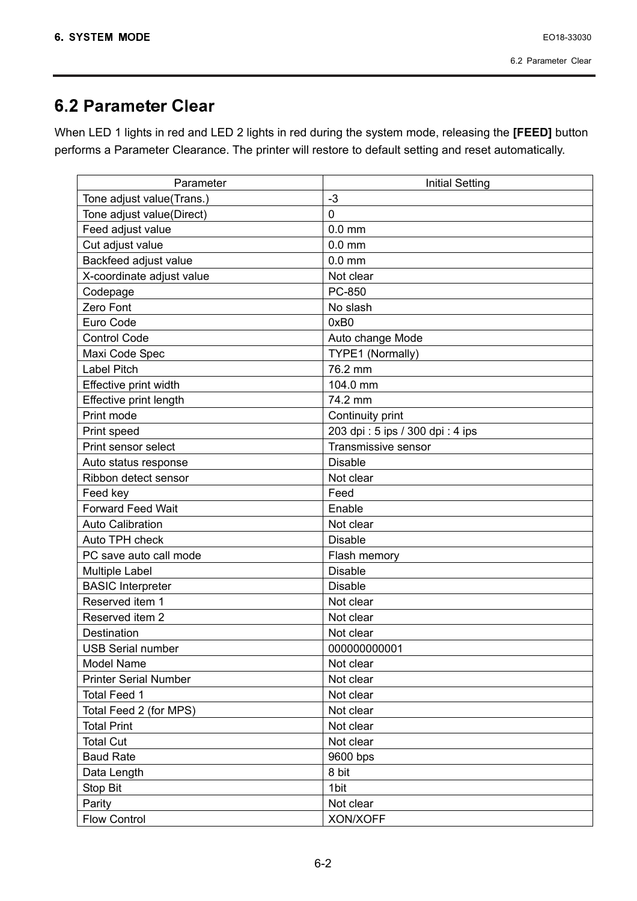## 6.2 Parameter Clear

When LED 1 lights in red and LED 2 lights in red during the system mode, releasing the **[FEED]** button performs a Parameter Clearance. The printer will restore to default setting and reset automatically.

| Parameter | Initial Setting |
|---|---|
| Tone adjust value(Trans.) | -3 |
| Tone adjust value(Direct) | 0 |
| Feed adjust value | 0.0 mm |
| Cut adjust value | 0.0 mm |
| Backfeed adjust value | 0.0 mm |
| X-coordinate adjust value | Not clear |
| Codepage | PC-850 |
| Zero Font | No slash |
| Euro Code | 0xB0 |
| Control Code | Auto change Mode |
| Maxi Code Spec | TYPE1 (Normally) |
| Label Pitch | 76.2 mm |
| Effective print width | 104.0 mm |
| Effective print length | 74.2 mm |
| Print mode | Continuity print |
| Print speed | 203 dpi : 5 ips / 300 dpi : 4 ips |
| Print sensor select | Transmissive sensor |
| Auto status response | Disable |
| Ribbon detect sensor | Not clear |
| Feed key | Feed |
| Forward Feed Wait | Enable |
| Auto Calibration | Not clear |
| Auto TPH check | Disable |
| PC save auto call mode | Flash memory |
| Multiple Label | Disable |
| BASIC Interpreter | Disable |
| Reserved item 1 | Not clear |
| Reserved item 2 | Not clear |
| Destination | Not clear |
| USB Serial number | 000000000001 |
| Model Name | Not clear |
| Printer Serial Number | Not clear |
| Total Feed 1 | Not clear |
| Total Feed 2 (for MPS) | Not clear |
| Total Print | Not clear |
| Total Cut | Not clear |
| Baud Rate | 9600 bps |
| Data Length | 8 bit |
| Stop Bit | 1bit |
| Parity | Not clear |
| Flow Control | XON/XOFF |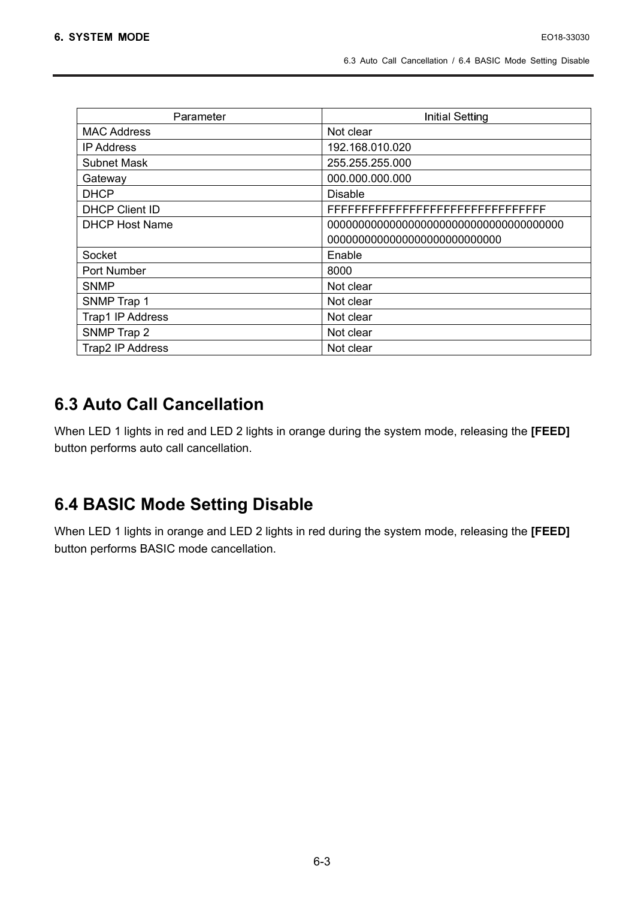| Parameter | Initial Setting |
|---|---|
| MAC Address | Not clear |
| IP Address | 192.168.010.020 |
| Subnet Mask | 255.255.255.000 |
| Gateway | 000.000.000.000 |
| DHCP | Disable |
| DHCP Client ID | FFFFFFFFFFFFFFFFFFFFFFFFFFFFFFFF |
| DHCP Host Name | 0000000000000000000000000000000000000 000000000000000000000000000 |
| Socket | Enable |
| Port Number | 8000 |
| SNMP | Not clear |
| SNMP Trap 1 | Not clear |
| Trap1 IP Address | Not clear |
| SNMP Trap 2 | Not clear |
| Trap2 IP Address | Not clear |

## 6.3 Auto Call Cancellation

When LED 1 lights in red and LED 2 lights in orange during the system mode, releasing the **[FEED]** button performs auto call cancellation.

## 6.4 BASIC Mode Setting Disable

When LED 1 lights in orange and LED 2 lights in red during the system mode, releasing the **[FEED]** button performs BASIC mode cancellation.